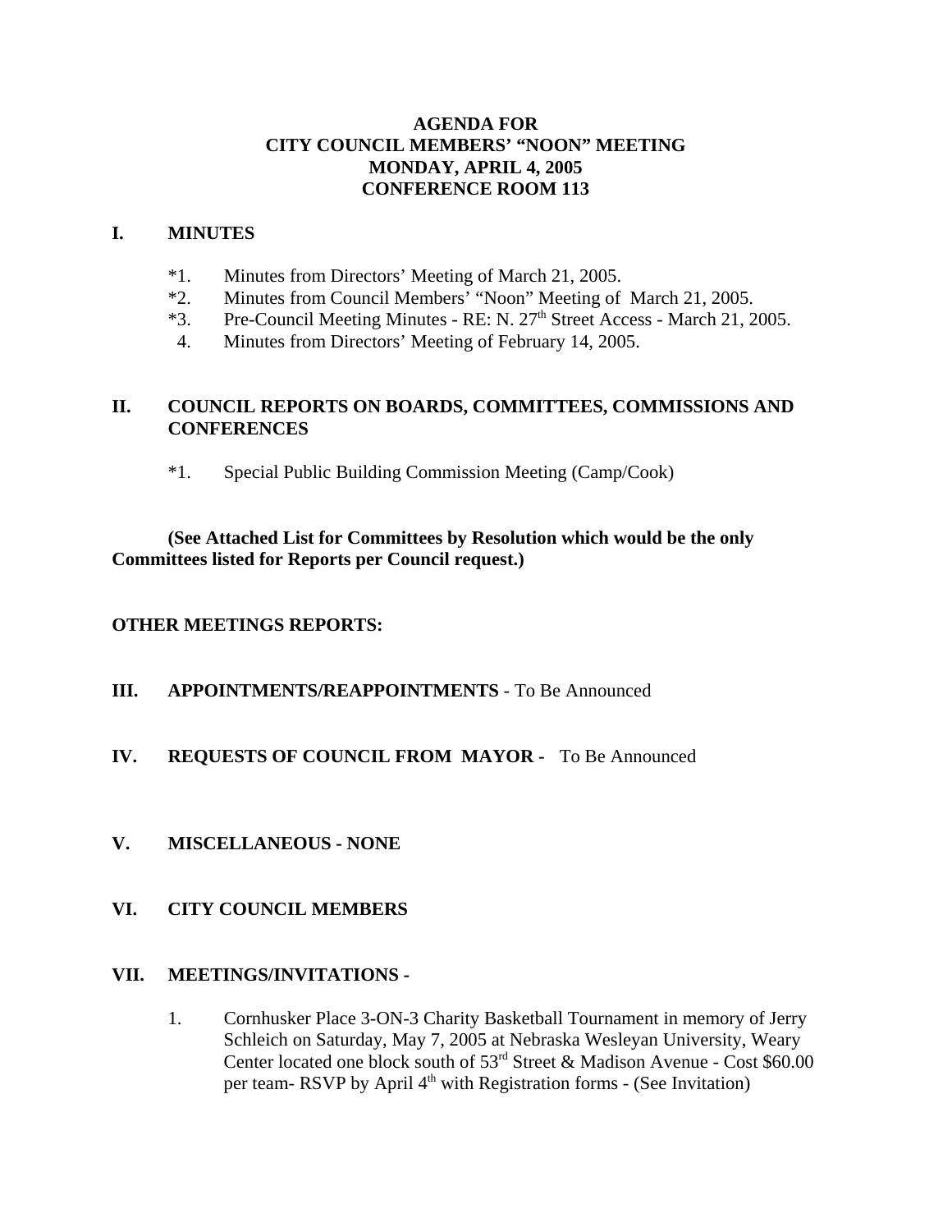# AGENDA FOR
# CITY COUNCIL MEMBERS' "NOON" MEETING
# MONDAY, APRIL 4, 2005
# CONFERENCE ROOM 113

## I. MINUTES

*1. Minutes from Directors' Meeting of March 21, 2005.
*2. Minutes from Council Members' "Noon" Meeting of March 21, 2005.
*3. Pre-Council Meeting Minutes - RE: N. 27th Street Access - March 21, 2005.
4. Minutes from Directors' Meeting of February 14, 2005.

## II. COUNCIL REPORTS ON BOARDS, COMMITTEES, COMMISSIONS AND CONFERENCES

*1. Special Public Building Commission Meeting (Camp/Cook)

**(See Attached List for Committees by Resolution which would be the only Committees listed for Reports per Council request.)**

**OTHER MEETINGS REPORTS:**

## III. APPOINTMENTS/REAPPOINTMENTS - To Be Announced

## IV. REQUESTS OF COUNCIL FROM MAYOR - To Be Announced

## V. MISCELLANEOUS - NONE

## VI. CITY COUNCIL MEMBERS

## VII. MEETINGS/INVITATIONS -

1. Cornhusker Place 3-ON-3 Charity Basketball Tournament in memory of Jerry Schleich on Saturday, May 7, 2005 at Nebraska Wesleyan University, Weary Center located one block south of 53rd Street & Madison Avenue - Cost $60.00 per team- RSVP by April 4th with Registration forms - (See Invitation)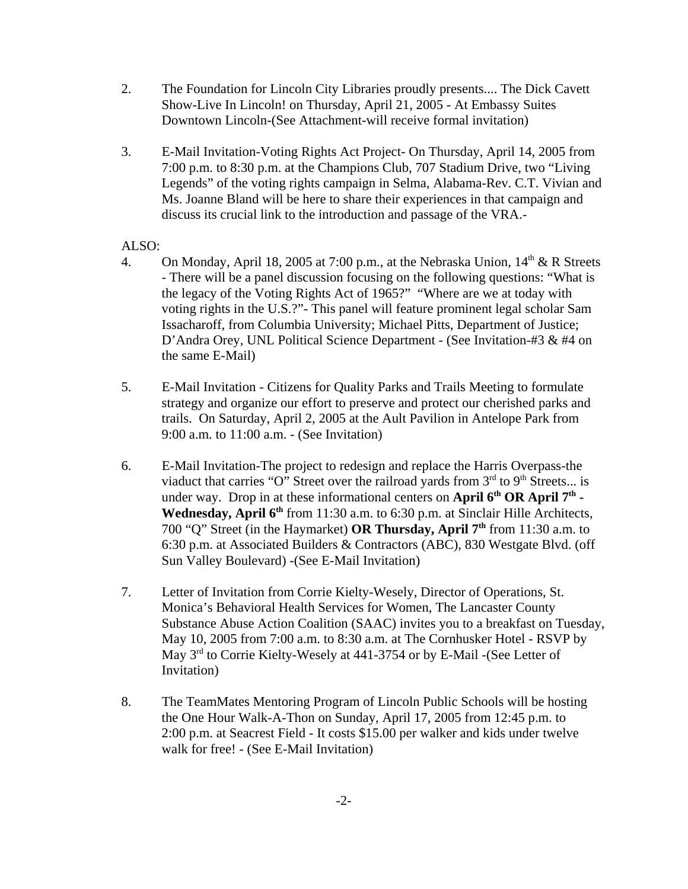2. The Foundation for Lincoln City Libraries proudly presents.... The Dick Cavett Show-Live In Lincoln! on Thursday, April 21, 2005 - At Embassy Suites Downtown Lincoln-(See Attachment-will receive formal invitation)

3. E-Mail Invitation-Voting Rights Act Project- On Thursday, April 14, 2005 from 7:00 p.m. to 8:30 p.m. at the Champions Club, 707 Stadium Drive, two "Living Legends" of the voting rights campaign in Selma, Alabama-Rev. C.T. Vivian and Ms. Joanne Bland will be here to share their experiences in that campaign and discuss its crucial link to the introduction and passage of the VRA.-

ALSO:

4. On Monday, April 18, 2005 at 7:00 p.m., at the Nebraska Union, 14th & R Streets - There will be a panel discussion focusing on the following questions: "What is the legacy of the Voting Rights Act of 1965?" "Where are we at today with voting rights in the U.S.?"- This panel will feature prominent legal scholar Sam Issacharoff, from Columbia University; Michael Pitts, Department of Justice; D'Andra Orey, UNL Political Science Department - (See Invitation-#3 & #4 on the same E-Mail)

5. E-Mail Invitation - Citizens for Quality Parks and Trails Meeting to formulate strategy and organize our effort to preserve and protect our cherished parks and trails. On Saturday, April 2, 2005 at the Ault Pavilion in Antelope Park from 9:00 a.m. to 11:00 a.m. - (See Invitation)

6. E-Mail Invitation-The project to redesign and replace the Harris Overpass-the viaduct that carries "O" Street over the railroad yards from 3rd to 9th Streets... is under way. Drop in at these informational centers on **April 6th OR April 7th - Wednesday, April 6th** from 11:30 a.m. to 6:30 p.m. at Sinclair Hille Architects, 700 "Q" Street (in the Haymarket) **OR Thursday, April 7th** from 11:30 a.m. to 6:30 p.m. at Associated Builders & Contractors (ABC), 830 Westgate Blvd. (off Sun Valley Boulevard) -(See E-Mail Invitation)

7. Letter of Invitation from Corrie Kielty-Wesely, Director of Operations, St. Monica's Behavioral Health Services for Women, The Lancaster County Substance Abuse Action Coalition (SAAC) invites you to a breakfast on Tuesday, May 10, 2005 from 7:00 a.m. to 8:30 a.m. at The Cornhusker Hotel - RSVP by May 3rd to Corrie Kielty-Wesely at 441-3754 or by E-Mail -(See Letter of Invitation)

8. The TeamMates Mentoring Program of Lincoln Public Schools will be hosting the One Hour Walk-A-Thon on Sunday, April 17, 2005 from 12:45 p.m. to 2:00 p.m. at Seacrest Field - It costs $15.00 per walker and kids under twelve walk for free! - (See E-Mail Invitation)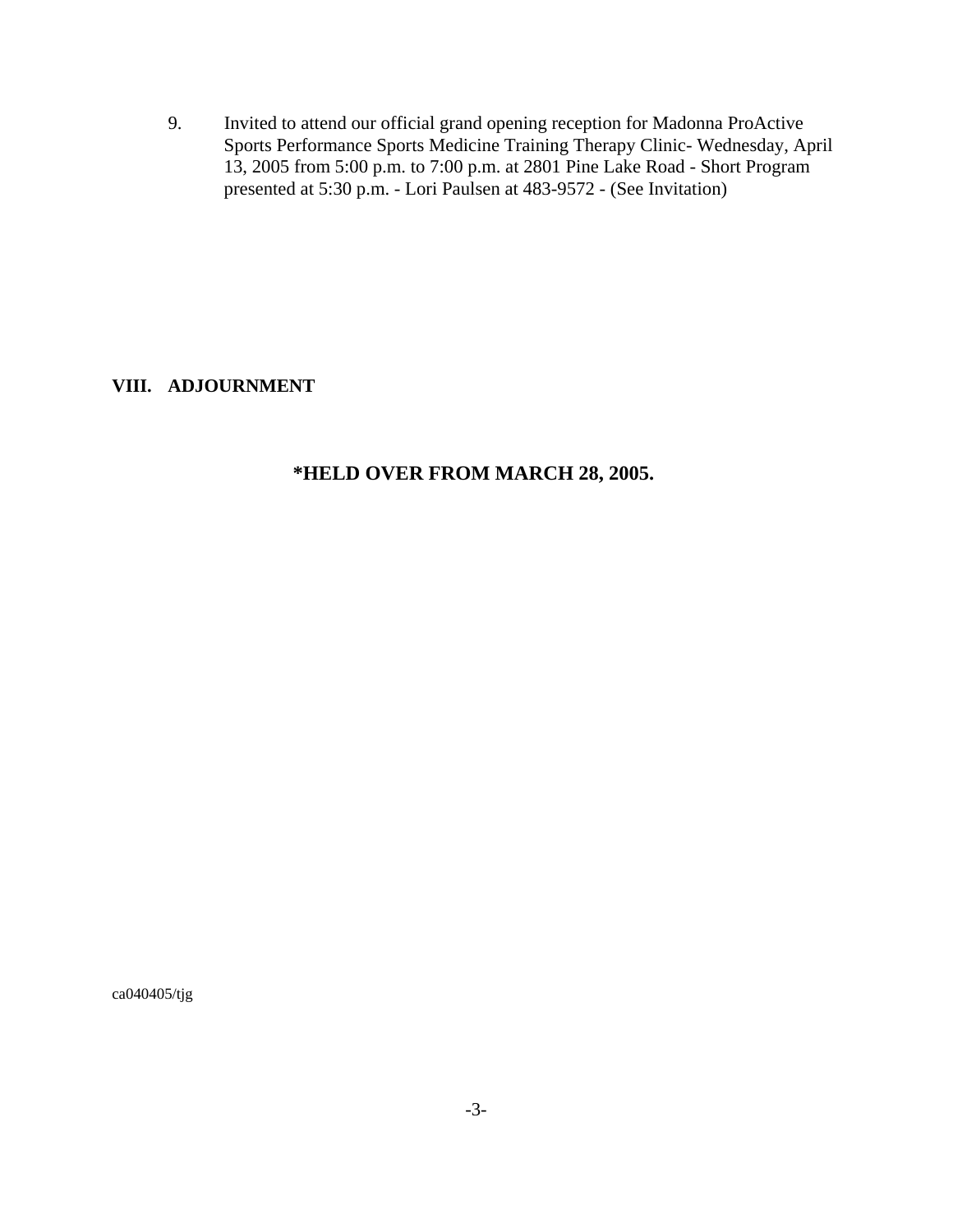9. Invited to attend our official grand opening reception for Madonna ProActive Sports Performance Sports Medicine Training Therapy Clinic- Wednesday, April 13, 2005 from 5:00 p.m. to 7:00 p.m. at 2801 Pine Lake Road - Short Program presented at 5:30 p.m. - Lori Paulsen at 483-9572 - (See Invitation)

**VIII. ADJOURNMENT**

**\*HELD OVER FROM MARCH 28, 2005.**

ca040405/tjg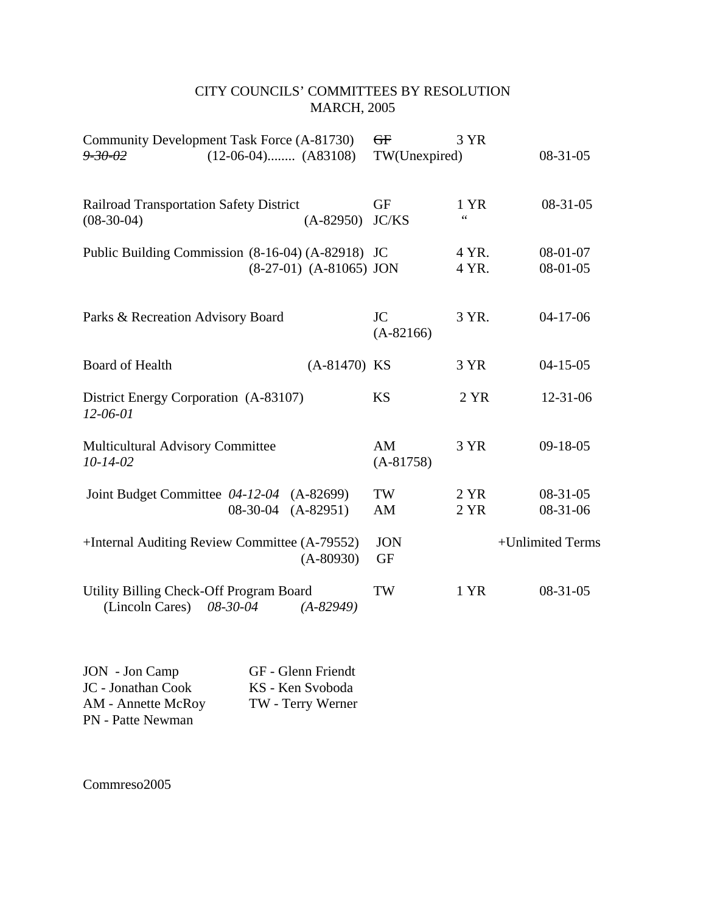# CITY COUNCILS' COMMITTEES BY RESOLUTION
## MARCH, 2005

| Committee | Member | Term | Expires |
|---|---|---|---|
| Community Development Task Force (A-81730) ~~*9-30-02*~~ (12-06-04)........ (A83108) | ~~GF~~ TW(Unexpired) | 3 YR | 08-31-05 |
| Railroad Transportation Safety District (08-30-04) (A-82950) | GF JC/KS | 1 YR " | 08-31-05 |
| Public Building Commission (8-16-04) (A-82918) | JC | 4 YR. | 08-01-07 |
| (8-27-01) (A-81065) | JON | 4 YR. | 08-01-05 |
| Parks & Recreation Advisory Board | JC (A-82166) | 3 YR. | 04-17-06 |
| Board of Health (A-81470) | KS | 3 YR | 04-15-05 |
| District Energy Corporation (A-83107) *12-06-01* | KS | 2 YR | 12-31-06 |
| Multicultural Advisory Committee *10-14-02* | AM (A-81758) | 3 YR | 09-18-05 |
| Joint Budget Committee *04-12-04* (A-82699) | TW | 2 YR | 08-31-05 |
| 08-30-04 (A-82951) | AM | 2 YR | 08-31-06 |
| +Internal Auditing Review Committee (A-79552) (A-80930) | JON GF | | +Unlimited Terms |
| Utility Billing Check-Off Program Board (Lincoln Cares) *08-30-04* *(A-82949)* | TW | 1 YR | 08-31-05 |

JON - Jon Camp
JC - Jonathan Cook
AM - Annette McRoy
PN - Patte Newman
GF - Glenn Friendt
KS - Ken Svoboda
TW - Terry Werner

Commreso2005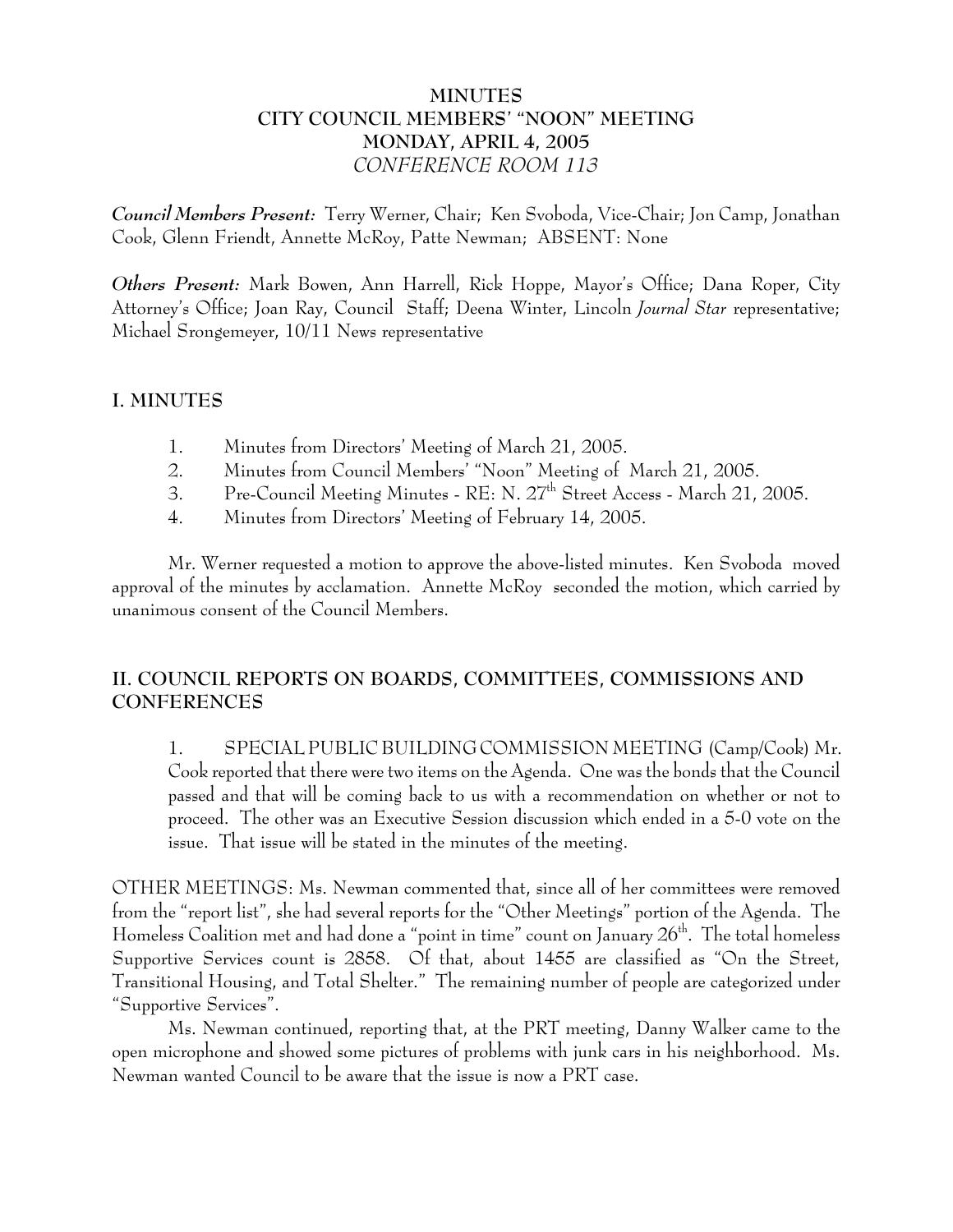**MINUTES**
**CITY COUNCIL MEMBERS' "NOON" MEETING**
**MONDAY, APRIL 4, 2005**
*CONFERENCE ROOM 113*

***Council Members Present:*** Terry Werner, Chair; Ken Svoboda, Vice-Chair; Jon Camp, Jonathan Cook, Glenn Friendt, Annette McRoy, Patte Newman; ABSENT: None

***Others Present:*** Mark Bowen, Ann Harrell, Rick Hoppe, Mayor's Office; Dana Roper, City Attorney's Office; Joan Ray, Council Staff; Deena Winter, Lincoln *Journal Star* representative; Michael Srongemeyer, 10/11 News representative

## I. MINUTES

1. Minutes from Directors' Meeting of March 21, 2005.
2. Minutes from Council Members' "Noon" Meeting of March 21, 2005.
3. Pre-Council Meeting Minutes - RE: N. 27th Street Access - March 21, 2005.
4. Minutes from Directors' Meeting of February 14, 2005.

Mr. Werner requested a motion to approve the above-listed minutes. Ken Svoboda moved approval of the minutes by acclamation. Annette McRoy seconded the motion, which carried by unanimous consent of the Council Members.

## II. COUNCIL REPORTS ON BOARDS, COMMITTEES, COMMISSIONS AND CONFERENCES

1. SPECIAL PUBLIC BUILDING COMMISSION MEETING (Camp/Cook) Mr. Cook reported that there were two items on the Agenda. One was the bonds that the Council passed and that will be coming back to us with a recommendation on whether or not to proceed. The other was an Executive Session discussion which ended in a 5-0 vote on the issue. That issue will be stated in the minutes of the meeting.

OTHER MEETINGS: Ms. Newman commented that, since all of her committees were removed from the "report list", she had several reports for the "Other Meetings" portion of the Agenda. The Homeless Coalition met and had done a "point in time" count on January 26th. The total homeless Supportive Services count is 2858. Of that, about 1455 are classified as "On the Street, Transitional Housing, and Total Shelter." The remaining number of people are categorized under "Supportive Services".

Ms. Newman continued, reporting that, at the PRT meeting, Danny Walker came to the open microphone and showed some pictures of problems with junk cars in his neighborhood. Ms. Newman wanted Council to be aware that the issue is now a PRT case.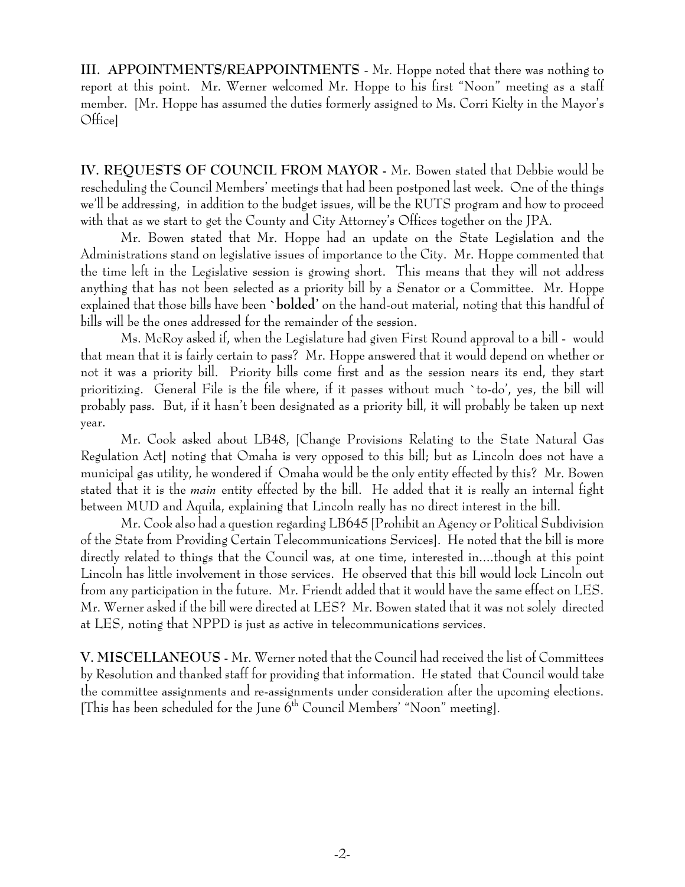**III. APPOINTMENTS/REAPPOINTMENTS** - Mr. Hoppe noted that there was nothing to report at this point. Mr. Werner welcomed Mr. Hoppe to his first "Noon" meeting as a staff member. [Mr. Hoppe has assumed the duties formerly assigned to Ms. Corri Kielty in the Mayor's Office]

**IV. REQUESTS OF COUNCIL FROM MAYOR -** Mr. Bowen stated that Debbie would be rescheduling the Council Members' meetings that had been postponed last week. One of the things we'll be addressing, in addition to the budget issues, will be the RUTS program and how to proceed with that as we start to get the County and City Attorney's Offices together on the JPA.

Mr. Bowen stated that Mr. Hoppe had an update on the State Legislation and the Administrations stand on legislative issues of importance to the City. Mr. Hoppe commented that the time left in the Legislative session is growing short. This means that they will not address anything that has not been selected as a priority bill by a Senator or a Committee. Mr. Hoppe explained that those bills have been `**bolded**' on the hand-out material, noting that this handful of bills will be the ones addressed for the remainder of the session.

Ms. McRoy asked if, when the Legislature had given First Round approval to a bill - would that mean that it is fairly certain to pass? Mr. Hoppe answered that it would depend on whether or not it was a priority bill. Priority bills come first and as the session nears its end, they start prioritizing. General File is the file where, if it passes without much `to-do', yes, the bill will probably pass. But, if it hasn't been designated as a priority bill, it will probably be taken up next year.

Mr. Cook asked about LB48, [Change Provisions Relating to the State Natural Gas Regulation Act] noting that Omaha is very opposed to this bill; but as Lincoln does not have a municipal gas utility, he wondered if Omaha would be the only entity effected by this? Mr. Bowen stated that it is the *main* entity effected by the bill. He added that it is really an internal fight between MUD and Aquila, explaining that Lincoln really has no direct interest in the bill.

Mr. Cook also had a question regarding LB645 [Prohibit an Agency or Political Subdivision of the State from Providing Certain Telecommunications Services]. He noted that the bill is more directly related to things that the Council was, at one time, interested in....though at this point Lincoln has little involvement in those services. He observed that this bill would lock Lincoln out from any participation in the future. Mr. Friendt added that it would have the same effect on LES. Mr. Werner asked if the bill were directed at LES? Mr. Bowen stated that it was not solely directed at LES, noting that NPPD is just as active in telecommunications services.

**V. MISCELLANEOUS -** Mr. Werner noted that the Council had received the list of Committees by Resolution and thanked staff for providing that information. He stated that Council would take the committee assignments and re-assignments under consideration after the upcoming elections. [This has been scheduled for the June 6th Council Members' "Noon" meeting].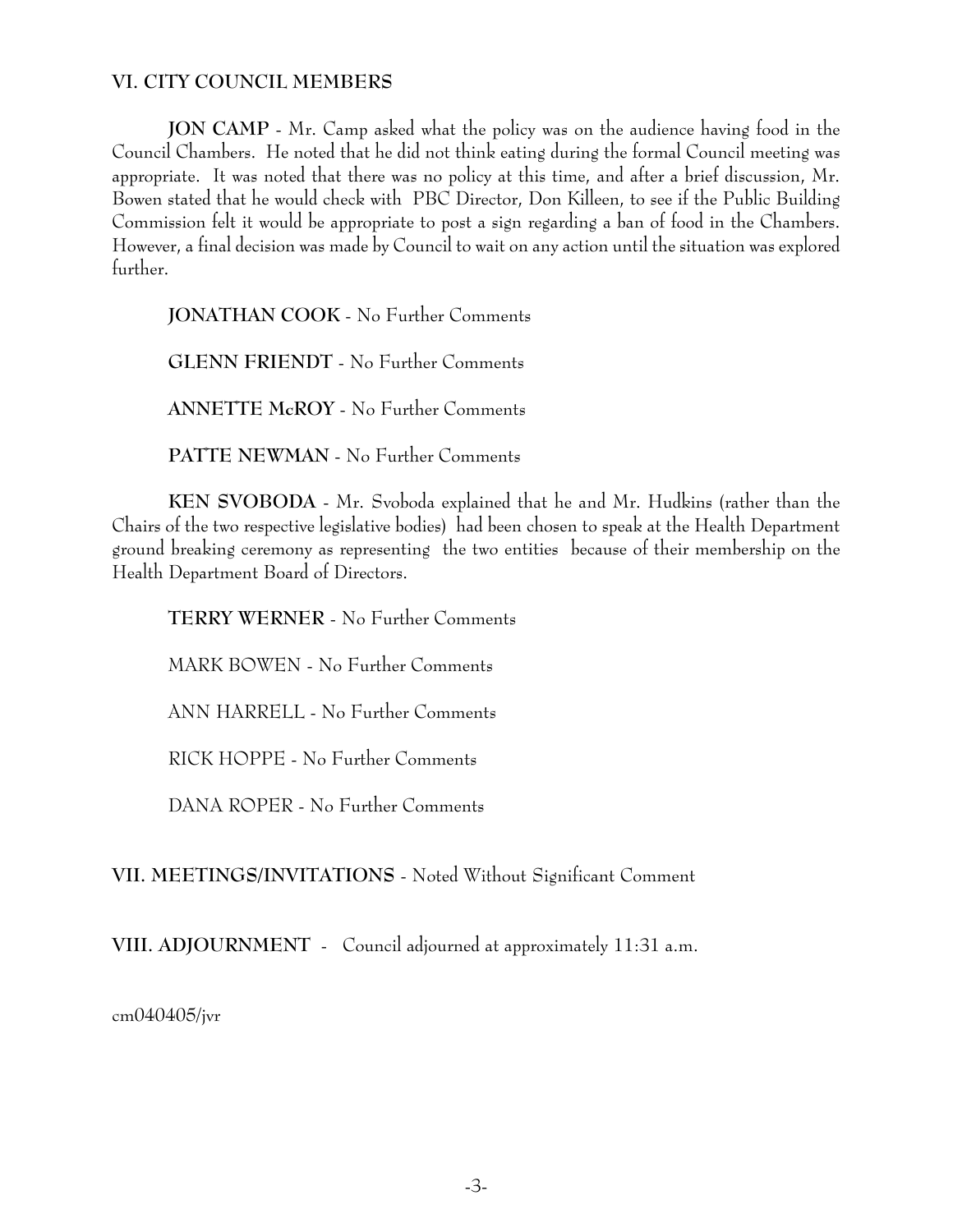## VI. CITY COUNCIL MEMBERS

**JON CAMP** - Mr. Camp asked what the policy was on the audience having food in the Council Chambers. He noted that he did not think eating during the formal Council meeting was appropriate. It was noted that there was no policy at this time, and after a brief discussion, Mr. Bowen stated that he would check with PBC Director, Don Killeen, to see if the Public Building Commission felt it would be appropriate to post a sign regarding a ban of food in the Chambers. However, a final decision was made by Council to wait on any action until the situation was explored further.

**JONATHAN COOK** - No Further Comments

**GLENN FRIENDT** - No Further Comments

**ANNETTE McROY** - No Further Comments

**PATTE NEWMAN** - No Further Comments

**KEN SVOBODA** - Mr. Svoboda explained that he and Mr. Hudkins (rather than the Chairs of the two respective legislative bodies) had been chosen to speak at the Health Department ground breaking ceremony as representing the two entities because of their membership on the Health Department Board of Directors.

**TERRY WERNER** - No Further Comments

MARK BOWEN - No Further Comments

ANN HARRELL - No Further Comments

RICK HOPPE - No Further Comments

DANA ROPER - No Further Comments

## VII. MEETINGS/INVITATIONS - Noted Without Significant Comment

## VIII. ADJOURNMENT - Council adjourned at approximately 11:31 a.m.

cm040405/jvr